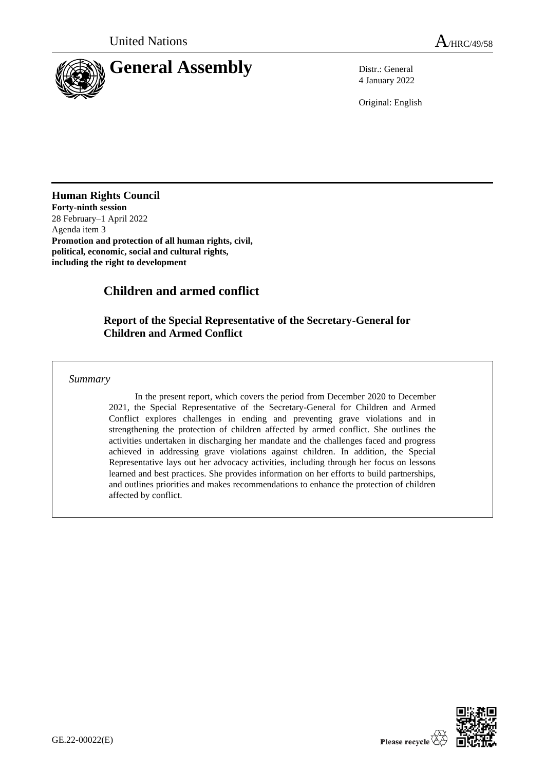United Nations

A/HRC/49/58

# General Assembly

Distr.: General
4 January 2022

Original: English

**Human Rights Council**
**Forty-ninth session**
28 February–1 April 2022
Agenda item 3
**Promotion and protection of all human rights, civil, political, economic, social and cultural rights, including the right to development**

## Children and armed conflict

### Report of the Special Representative of the Secretary-General for Children and Armed Conflict

*Summary*

In the present report, which covers the period from December 2020 to December 2021, the Special Representative of the Secretary-General for Children and Armed Conflict explores challenges in ending and preventing grave violations and in strengthening the protection of children affected by armed conflict. She outlines the activities undertaken in discharging her mandate and the challenges faced and progress achieved in addressing grave violations against children. In addition, the Special Representative lays out her advocacy activities, including through her focus on lessons learned and best practices. She provides information on her efforts to build partnerships, and outlines priorities and makes recommendations to enhance the protection of children affected by conflict.

GE.22-00022(E)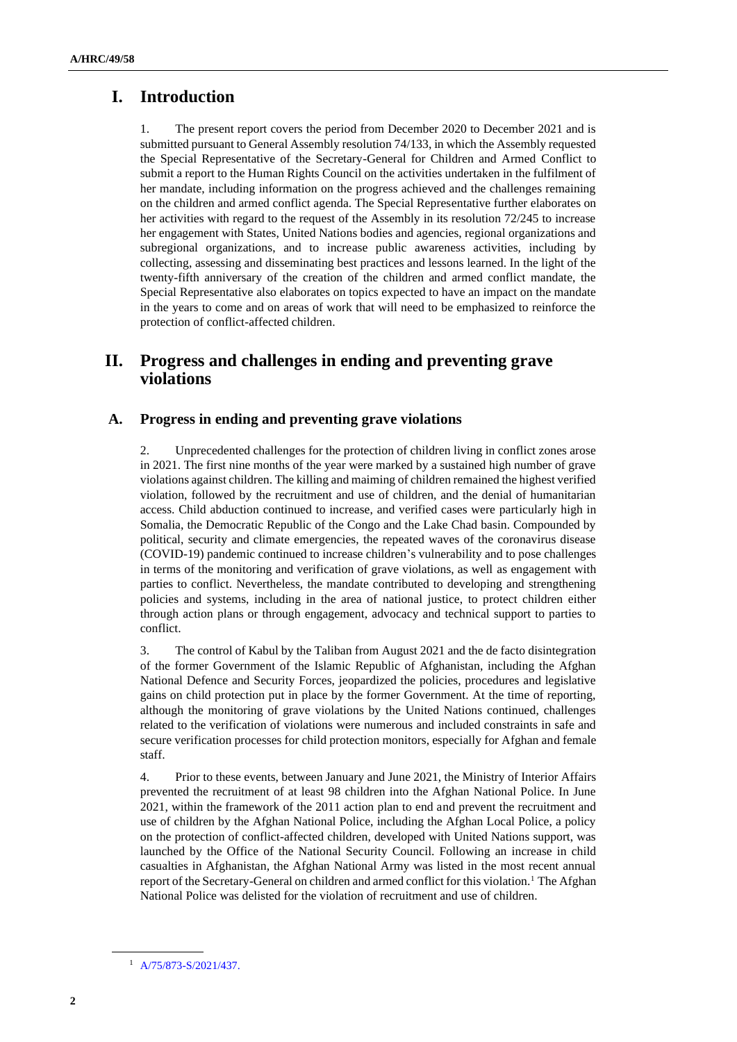# I. Introduction

1. The present report covers the period from December 2020 to December 2021 and is submitted pursuant to General Assembly resolution 74/133, in which the Assembly requested the Special Representative of the Secretary-General for Children and Armed Conflict to submit a report to the Human Rights Council on the activities undertaken in the fulfilment of her mandate, including information on the progress achieved and the challenges remaining on the children and armed conflict agenda. The Special Representative further elaborates on her activities with regard to the request of the Assembly in its resolution 72/245 to increase her engagement with States, United Nations bodies and agencies, regional organizations and subregional organizations, and to increase public awareness activities, including by collecting, assessing and disseminating best practices and lessons learned. In the light of the twenty-fifth anniversary of the creation of the children and armed conflict mandate, the Special Representative also elaborates on topics expected to have an impact on the mandate in the years to come and on areas of work that will need to be emphasized to reinforce the protection of conflict-affected children.

# II. Progress and challenges in ending and preventing grave violations

## A. Progress in ending and preventing grave violations

2. Unprecedented challenges for the protection of children living in conflict zones arose in 2021. The first nine months of the year were marked by a sustained high number of grave violations against children. The killing and maiming of children remained the highest verified violation, followed by the recruitment and use of children, and the denial of humanitarian access. Child abduction continued to increase, and verified cases were particularly high in Somalia, the Democratic Republic of the Congo and the Lake Chad basin. Compounded by political, security and climate emergencies, the repeated waves of the coronavirus disease (COVID-19) pandemic continued to increase children's vulnerability and to pose challenges in terms of the monitoring and verification of grave violations, as well as engagement with parties to conflict. Nevertheless, the mandate contributed to developing and strengthening policies and systems, including in the area of national justice, to protect children either through action plans or through engagement, advocacy and technical support to parties to conflict.

3. The control of Kabul by the Taliban from August 2021 and the de facto disintegration of the former Government of the Islamic Republic of Afghanistan, including the Afghan National Defence and Security Forces, jeopardized the policies, procedures and legislative gains on child protection put in place by the former Government. At the time of reporting, although the monitoring of grave violations by the United Nations continued, challenges related to the verification of violations were numerous and included constraints in safe and secure verification processes for child protection monitors, especially for Afghan and female staff.

4. Prior to these events, between January and June 2021, the Ministry of Interior Affairs prevented the recruitment of at least 98 children into the Afghan National Police. In June 2021, within the framework of the 2011 action plan to end and prevent the recruitment and use of children by the Afghan National Police, including the Afghan Local Police, a policy on the protection of conflict-affected children, developed with United Nations support, was launched by the Office of the National Security Council. Following an increase in child casualties in Afghanistan, the Afghan National Army was listed in the most recent annual report of the Secretary-General on children and armed conflict for this violation.[1] The Afghan National Police was delisted for the violation of recruitment and use of children.

[1] A/75/873-S/2021/437.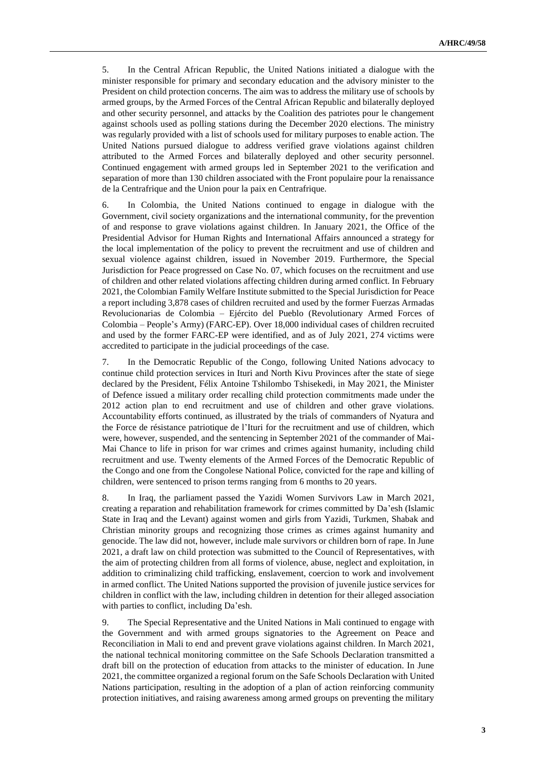5. In the Central African Republic, the United Nations initiated a dialogue with the minister responsible for primary and secondary education and the advisory minister to the President on child protection concerns. The aim was to address the military use of schools by armed groups, by the Armed Forces of the Central African Republic and bilaterally deployed and other security personnel, and attacks by the Coalition des patriotes pour le changement against schools used as polling stations during the December 2020 elections. The ministry was regularly provided with a list of schools used for military purposes to enable action. The United Nations pursued dialogue to address verified grave violations against children attributed to the Armed Forces and bilaterally deployed and other security personnel. Continued engagement with armed groups led in September 2021 to the verification and separation of more than 130 children associated with the Front populaire pour la renaissance de la Centrafrique and the Union pour la paix en Centrafrique.

6. In Colombia, the United Nations continued to engage in dialogue with the Government, civil society organizations and the international community, for the prevention of and response to grave violations against children. In January 2021, the Office of the Presidential Advisor for Human Rights and International Affairs announced a strategy for the local implementation of the policy to prevent the recruitment and use of children and sexual violence against children, issued in November 2019. Furthermore, the Special Jurisdiction for Peace progressed on Case No. 07, which focuses on the recruitment and use of children and other related violations affecting children during armed conflict. In February 2021, the Colombian Family Welfare Institute submitted to the Special Jurisdiction for Peace a report including 3,878 cases of children recruited and used by the former Fuerzas Armadas Revolucionarias de Colombia – Ejército del Pueblo (Revolutionary Armed Forces of Colombia – People's Army) (FARC-EP). Over 18,000 individual cases of children recruited and used by the former FARC-EP were identified, and as of July 2021, 274 victims were accredited to participate in the judicial proceedings of the case.

7. In the Democratic Republic of the Congo, following United Nations advocacy to continue child protection services in Ituri and North Kivu Provinces after the state of siege declared by the President, Félix Antoine Tshilombo Tshisekedi, in May 2021, the Minister of Defence issued a military order recalling child protection commitments made under the 2012 action plan to end recruitment and use of children and other grave violations. Accountability efforts continued, as illustrated by the trials of commanders of Nyatura and the Force de résistance patriotique de l'Ituri for the recruitment and use of children, which were, however, suspended, and the sentencing in September 2021 of the commander of Mai-Mai Chance to life in prison for war crimes and crimes against humanity, including child recruitment and use. Twenty elements of the Armed Forces of the Democratic Republic of the Congo and one from the Congolese National Police, convicted for the rape and killing of children, were sentenced to prison terms ranging from 6 months to 20 years.

8. In Iraq, the parliament passed the Yazidi Women Survivors Law in March 2021, creating a reparation and rehabilitation framework for crimes committed by Da'esh (Islamic State in Iraq and the Levant) against women and girls from Yazidi, Turkmen, Shabak and Christian minority groups and recognizing those crimes as crimes against humanity and genocide. The law did not, however, include male survivors or children born of rape. In June 2021, a draft law on child protection was submitted to the Council of Representatives, with the aim of protecting children from all forms of violence, abuse, neglect and exploitation, in addition to criminalizing child trafficking, enslavement, coercion to work and involvement in armed conflict. The United Nations supported the provision of juvenile justice services for children in conflict with the law, including children in detention for their alleged association with parties to conflict, including Da'esh.

9. The Special Representative and the United Nations in Mali continued to engage with the Government and with armed groups signatories to the Agreement on Peace and Reconciliation in Mali to end and prevent grave violations against children. In March 2021, the national technical monitoring committee on the Safe Schools Declaration transmitted a draft bill on the protection of education from attacks to the minister of education. In June 2021, the committee organized a regional forum on the Safe Schools Declaration with United Nations participation, resulting in the adoption of a plan of action reinforcing community protection initiatives, and raising awareness among armed groups on preventing the military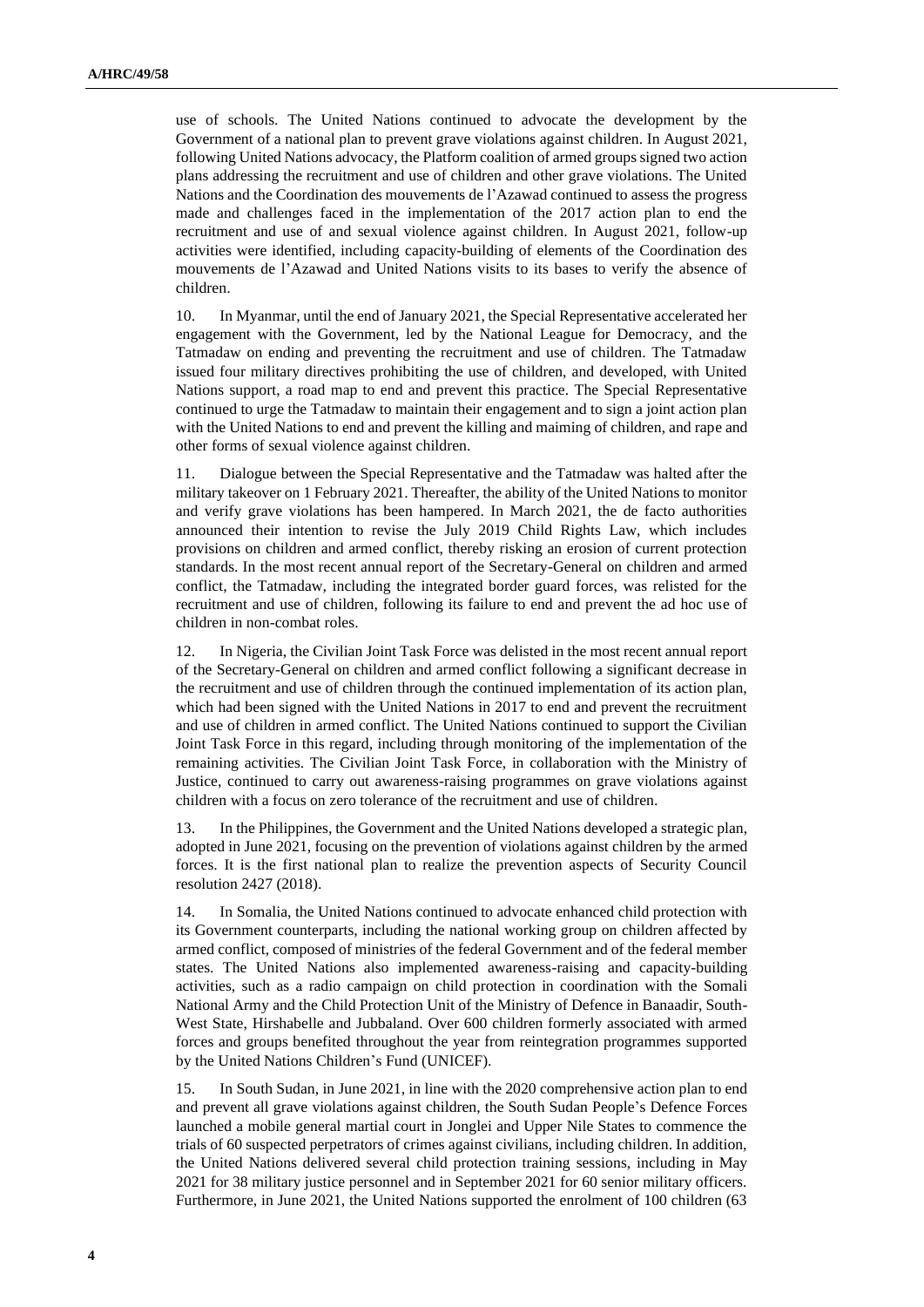use of schools. The United Nations continued to advocate the development by the Government of a national plan to prevent grave violations against children. In August 2021, following United Nations advocacy, the Platform coalition of armed groups signed two action plans addressing the recruitment and use of children and other grave violations. The United Nations and the Coordination des mouvements de l'Azawad continued to assess the progress made and challenges faced in the implementation of the 2017 action plan to end the recruitment and use of and sexual violence against children. In August 2021, follow-up activities were identified, including capacity-building of elements of the Coordination des mouvements de l'Azawad and United Nations visits to its bases to verify the absence of children.

10. In Myanmar, until the end of January 2021, the Special Representative accelerated her engagement with the Government, led by the National League for Democracy, and the Tatmadaw on ending and preventing the recruitment and use of children. The Tatmadaw issued four military directives prohibiting the use of children, and developed, with United Nations support, a road map to end and prevent this practice. The Special Representative continued to urge the Tatmadaw to maintain their engagement and to sign a joint action plan with the United Nations to end and prevent the killing and maiming of children, and rape and other forms of sexual violence against children.

11. Dialogue between the Special Representative and the Tatmadaw was halted after the military takeover on 1 February 2021. Thereafter, the ability of the United Nations to monitor and verify grave violations has been hampered. In March 2021, the de facto authorities announced their intention to revise the July 2019 Child Rights Law, which includes provisions on children and armed conflict, thereby risking an erosion of current protection standards. In the most recent annual report of the Secretary-General on children and armed conflict, the Tatmadaw, including the integrated border guard forces, was relisted for the recruitment and use of children, following its failure to end and prevent the ad hoc use of children in non-combat roles.

12. In Nigeria, the Civilian Joint Task Force was delisted in the most recent annual report of the Secretary-General on children and armed conflict following a significant decrease in the recruitment and use of children through the continued implementation of its action plan, which had been signed with the United Nations in 2017 to end and prevent the recruitment and use of children in armed conflict. The United Nations continued to support the Civilian Joint Task Force in this regard, including through monitoring of the implementation of the remaining activities. The Civilian Joint Task Force, in collaboration with the Ministry of Justice, continued to carry out awareness-raising programmes on grave violations against children with a focus on zero tolerance of the recruitment and use of children.

13. In the Philippines, the Government and the United Nations developed a strategic plan, adopted in June 2021, focusing on the prevention of violations against children by the armed forces. It is the first national plan to realize the prevention aspects of Security Council resolution 2427 (2018).

14. In Somalia, the United Nations continued to advocate enhanced child protection with its Government counterparts, including the national working group on children affected by armed conflict, composed of ministries of the federal Government and of the federal member states. The United Nations also implemented awareness-raising and capacity-building activities, such as a radio campaign on child protection in coordination with the Somali National Army and the Child Protection Unit of the Ministry of Defence in Banaadir, South-West State, Hirshabelle and Jubbaland. Over 600 children formerly associated with armed forces and groups benefited throughout the year from reintegration programmes supported by the United Nations Children's Fund (UNICEF).

15. In South Sudan, in June 2021, in line with the 2020 comprehensive action plan to end and prevent all grave violations against children, the South Sudan People's Defence Forces launched a mobile general martial court in Jonglei and Upper Nile States to commence the trials of 60 suspected perpetrators of crimes against civilians, including children. In addition, the United Nations delivered several child protection training sessions, including in May 2021 for 38 military justice personnel and in September 2021 for 60 senior military officers. Furthermore, in June 2021, the United Nations supported the enrolment of 100 children (63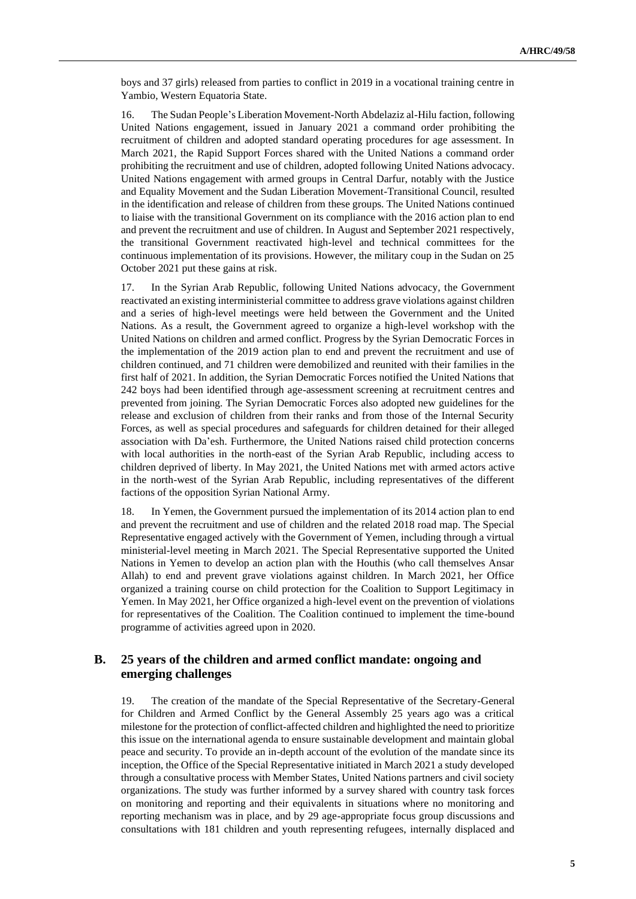boys and 37 girls) released from parties to conflict in 2019 in a vocational training centre in Yambio, Western Equatoria State.

16. The Sudan People's Liberation Movement-North Abdelaziz al-Hilu faction, following United Nations engagement, issued in January 2021 a command order prohibiting the recruitment of children and adopted standard operating procedures for age assessment. In March 2021, the Rapid Support Forces shared with the United Nations a command order prohibiting the recruitment and use of children, adopted following United Nations advocacy. United Nations engagement with armed groups in Central Darfur, notably with the Justice and Equality Movement and the Sudan Liberation Movement-Transitional Council, resulted in the identification and release of children from these groups. The United Nations continued to liaise with the transitional Government on its compliance with the 2016 action plan to end and prevent the recruitment and use of children. In August and September 2021 respectively, the transitional Government reactivated high-level and technical committees for the continuous implementation of its provisions. However, the military coup in the Sudan on 25 October 2021 put these gains at risk.

17. In the Syrian Arab Republic, following United Nations advocacy, the Government reactivated an existing interministerial committee to address grave violations against children and a series of high-level meetings were held between the Government and the United Nations. As a result, the Government agreed to organize a high-level workshop with the United Nations on children and armed conflict. Progress by the Syrian Democratic Forces in the implementation of the 2019 action plan to end and prevent the recruitment and use of children continued, and 71 children were demobilized and reunited with their families in the first half of 2021. In addition, the Syrian Democratic Forces notified the United Nations that 242 boys had been identified through age-assessment screening at recruitment centres and prevented from joining. The Syrian Democratic Forces also adopted new guidelines for the release and exclusion of children from their ranks and from those of the Internal Security Forces, as well as special procedures and safeguards for children detained for their alleged association with Da'esh. Furthermore, the United Nations raised child protection concerns with local authorities in the north-east of the Syrian Arab Republic, including access to children deprived of liberty. In May 2021, the United Nations met with armed actors active in the north-west of the Syrian Arab Republic, including representatives of the different factions of the opposition Syrian National Army.

18. In Yemen, the Government pursued the implementation of its 2014 action plan to end and prevent the recruitment and use of children and the related 2018 road map. The Special Representative engaged actively with the Government of Yemen, including through a virtual ministerial-level meeting in March 2021. The Special Representative supported the United Nations in Yemen to develop an action plan with the Houthis (who call themselves Ansar Allah) to end and prevent grave violations against children. In March 2021, her Office organized a training course on child protection for the Coalition to Support Legitimacy in Yemen. In May 2021, her Office organized a high-level event on the prevention of violations for representatives of the Coalition. The Coalition continued to implement the time-bound programme of activities agreed upon in 2020.

## B. 25 years of the children and armed conflict mandate: ongoing and emerging challenges

19. The creation of the mandate of the Special Representative of the Secretary-General for Children and Armed Conflict by the General Assembly 25 years ago was a critical milestone for the protection of conflict-affected children and highlighted the need to prioritize this issue on the international agenda to ensure sustainable development and maintain global peace and security. To provide an in-depth account of the evolution of the mandate since its inception, the Office of the Special Representative initiated in March 2021 a study developed through a consultative process with Member States, United Nations partners and civil society organizations. The study was further informed by a survey shared with country task forces on monitoring and reporting and their equivalents in situations where no monitoring and reporting mechanism was in place, and by 29 age-appropriate focus group discussions and consultations with 181 children and youth representing refugees, internally displaced and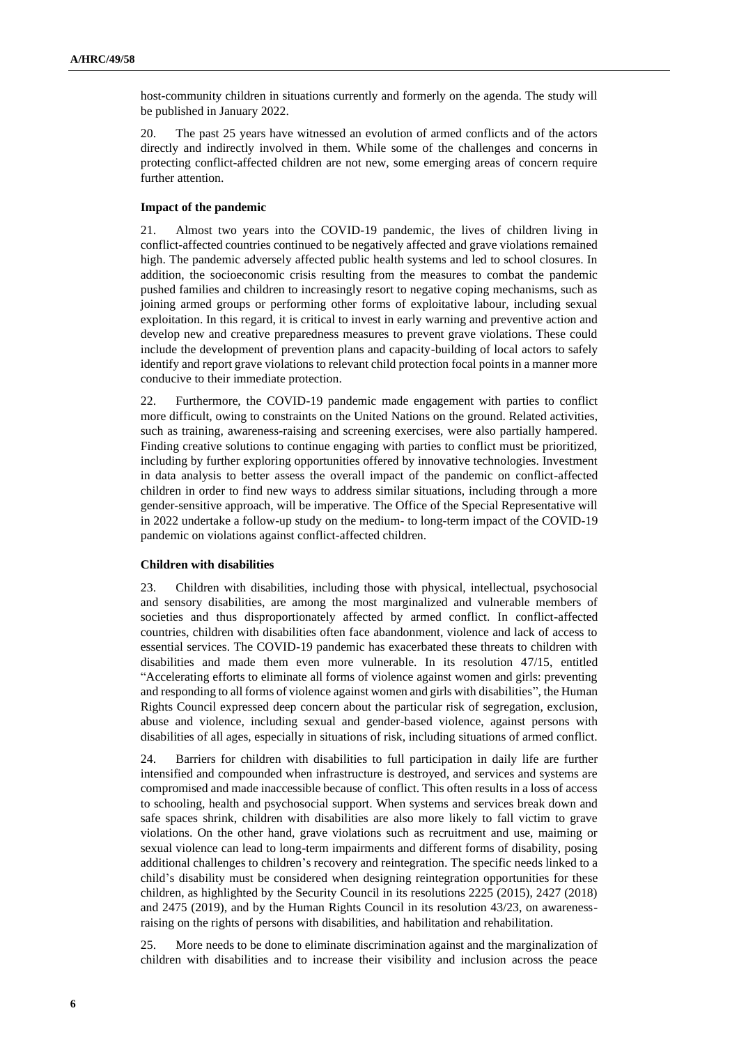host-community children in situations currently and formerly on the agenda. The study will be published in January 2022.

20. The past 25 years have witnessed an evolution of armed conflicts and of the actors directly and indirectly involved in them. While some of the challenges and concerns in protecting conflict-affected children are not new, some emerging areas of concern require further attention.

### Impact of the pandemic

21. Almost two years into the COVID-19 pandemic, the lives of children living in conflict-affected countries continued to be negatively affected and grave violations remained high. The pandemic adversely affected public health systems and led to school closures. In addition, the socioeconomic crisis resulting from the measures to combat the pandemic pushed families and children to increasingly resort to negative coping mechanisms, such as joining armed groups or performing other forms of exploitative labour, including sexual exploitation. In this regard, it is critical to invest in early warning and preventive action and develop new and creative preparedness measures to prevent grave violations. These could include the development of prevention plans and capacity-building of local actors to safely identify and report grave violations to relevant child protection focal points in a manner more conducive to their immediate protection.

22. Furthermore, the COVID-19 pandemic made engagement with parties to conflict more difficult, owing to constraints on the United Nations on the ground. Related activities, such as training, awareness-raising and screening exercises, were also partially hampered. Finding creative solutions to continue engaging with parties to conflict must be prioritized, including by further exploring opportunities offered by innovative technologies. Investment in data analysis to better assess the overall impact of the pandemic on conflict-affected children in order to find new ways to address similar situations, including through a more gender-sensitive approach, will be imperative. The Office of the Special Representative will in 2022 undertake a follow-up study on the medium- to long-term impact of the COVID-19 pandemic on violations against conflict-affected children.

### Children with disabilities

23. Children with disabilities, including those with physical, intellectual, psychosocial and sensory disabilities, are among the most marginalized and vulnerable members of societies and thus disproportionately affected by armed conflict. In conflict-affected countries, children with disabilities often face abandonment, violence and lack of access to essential services. The COVID-19 pandemic has exacerbated these threats to children with disabilities and made them even more vulnerable. In its resolution 47/15, entitled "Accelerating efforts to eliminate all forms of violence against women and girls: preventing and responding to all forms of violence against women and girls with disabilities", the Human Rights Council expressed deep concern about the particular risk of segregation, exclusion, abuse and violence, including sexual and gender-based violence, against persons with disabilities of all ages, especially in situations of risk, including situations of armed conflict.

24. Barriers for children with disabilities to full participation in daily life are further intensified and compounded when infrastructure is destroyed, and services and systems are compromised and made inaccessible because of conflict. This often results in a loss of access to schooling, health and psychosocial support. When systems and services break down and safe spaces shrink, children with disabilities are also more likely to fall victim to grave violations. On the other hand, grave violations such as recruitment and use, maiming or sexual violence can lead to long-term impairments and different forms of disability, posing additional challenges to children's recovery and reintegration. The specific needs linked to a child's disability must be considered when designing reintegration opportunities for these children, as highlighted by the Security Council in its resolutions 2225 (2015), 2427 (2018) and 2475 (2019), and by the Human Rights Council in its resolution 43/23, on awareness-raising on the rights of persons with disabilities, and habilitation and rehabilitation.

25. More needs to be done to eliminate discrimination against and the marginalization of children with disabilities and to increase their visibility and inclusion across the peace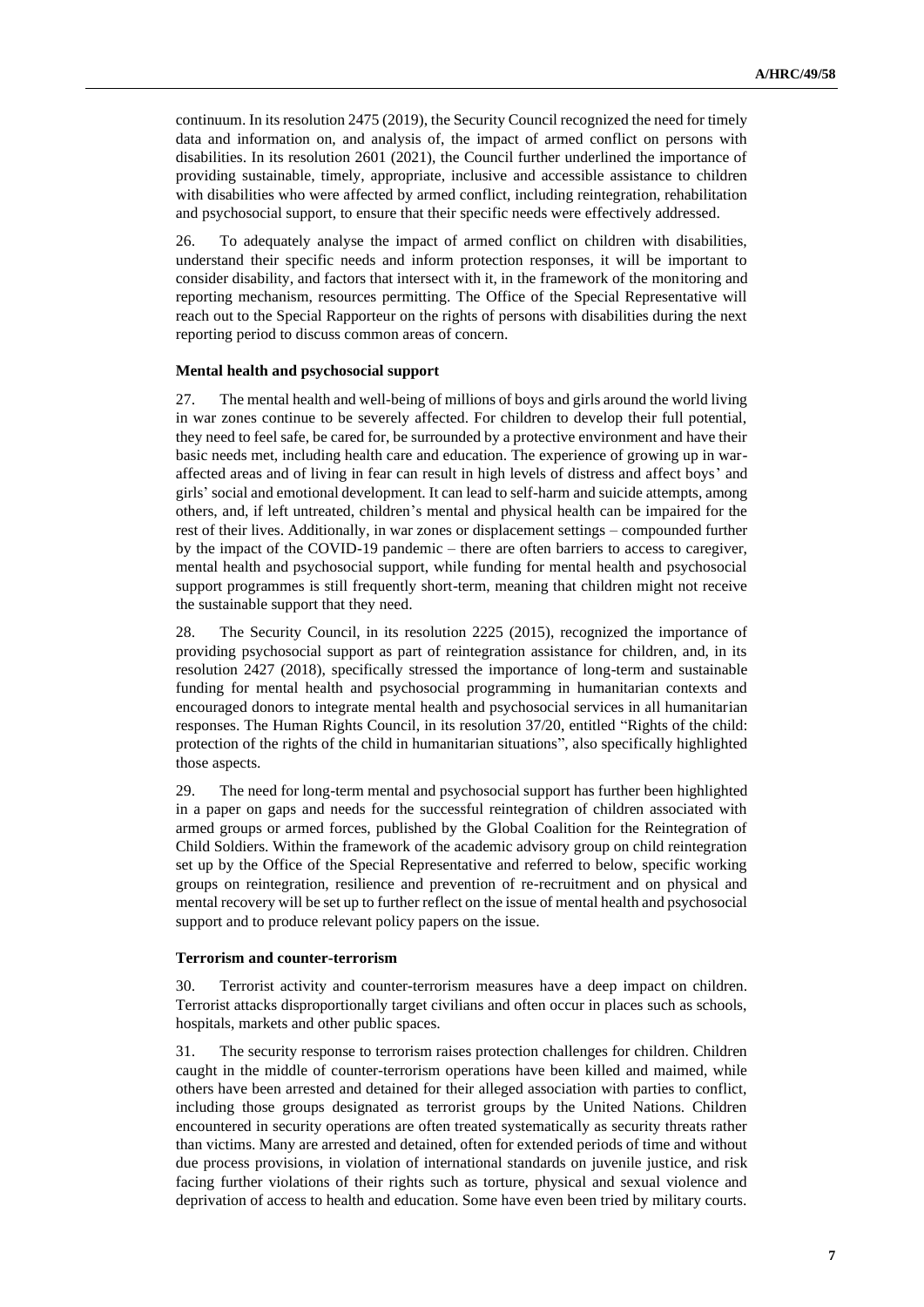continuum. In its resolution 2475 (2019), the Security Council recognized the need for timely data and information on, and analysis of, the impact of armed conflict on persons with disabilities. In its resolution 2601 (2021), the Council further underlined the importance of providing sustainable, timely, appropriate, inclusive and accessible assistance to children with disabilities who were affected by armed conflict, including reintegration, rehabilitation and psychosocial support, to ensure that their specific needs were effectively addressed.

26. To adequately analyse the impact of armed conflict on children with disabilities, understand their specific needs and inform protection responses, it will be important to consider disability, and factors that intersect with it, in the framework of the monitoring and reporting mechanism, resources permitting. The Office of the Special Representative will reach out to the Special Rapporteur on the rights of persons with disabilities during the next reporting period to discuss common areas of concern.

### Mental health and psychosocial support

27. The mental health and well-being of millions of boys and girls around the world living in war zones continue to be severely affected. For children to develop their full potential, they need to feel safe, be cared for, be surrounded by a protective environment and have their basic needs met, including health care and education. The experience of growing up in war-affected areas and of living in fear can result in high levels of distress and affect boys' and girls' social and emotional development. It can lead to self-harm and suicide attempts, among others, and, if left untreated, children's mental and physical health can be impaired for the rest of their lives. Additionally, in war zones or displacement settings – compounded further by the impact of the COVID-19 pandemic – there are often barriers to access to caregiver, mental health and psychosocial support, while funding for mental health and psychosocial support programmes is still frequently short-term, meaning that children might not receive the sustainable support that they need.

28. The Security Council, in its resolution 2225 (2015), recognized the importance of providing psychosocial support as part of reintegration assistance for children, and, in its resolution 2427 (2018), specifically stressed the importance of long-term and sustainable funding for mental health and psychosocial programming in humanitarian contexts and encouraged donors to integrate mental health and psychosocial services in all humanitarian responses. The Human Rights Council, in its resolution 37/20, entitled "Rights of the child: protection of the rights of the child in humanitarian situations", also specifically highlighted those aspects.

29. The need for long-term mental and psychosocial support has further been highlighted in a paper on gaps and needs for the successful reintegration of children associated with armed groups or armed forces, published by the Global Coalition for the Reintegration of Child Soldiers. Within the framework of the academic advisory group on child reintegration set up by the Office of the Special Representative and referred to below, specific working groups on reintegration, resilience and prevention of re-recruitment and on physical and mental recovery will be set up to further reflect on the issue of mental health and psychosocial support and to produce relevant policy papers on the issue.

### Terrorism and counter-terrorism

30. Terrorist activity and counter-terrorism measures have a deep impact on children. Terrorist attacks disproportionally target civilians and often occur in places such as schools, hospitals, markets and other public spaces.

31. The security response to terrorism raises protection challenges for children. Children caught in the middle of counter-terrorism operations have been killed and maimed, while others have been arrested and detained for their alleged association with parties to conflict, including those groups designated as terrorist groups by the United Nations. Children encountered in security operations are often treated systematically as security threats rather than victims. Many are arrested and detained, often for extended periods of time and without due process provisions, in violation of international standards on juvenile justice, and risk facing further violations of their rights such as torture, physical and sexual violence and deprivation of access to health and education. Some have even been tried by military courts.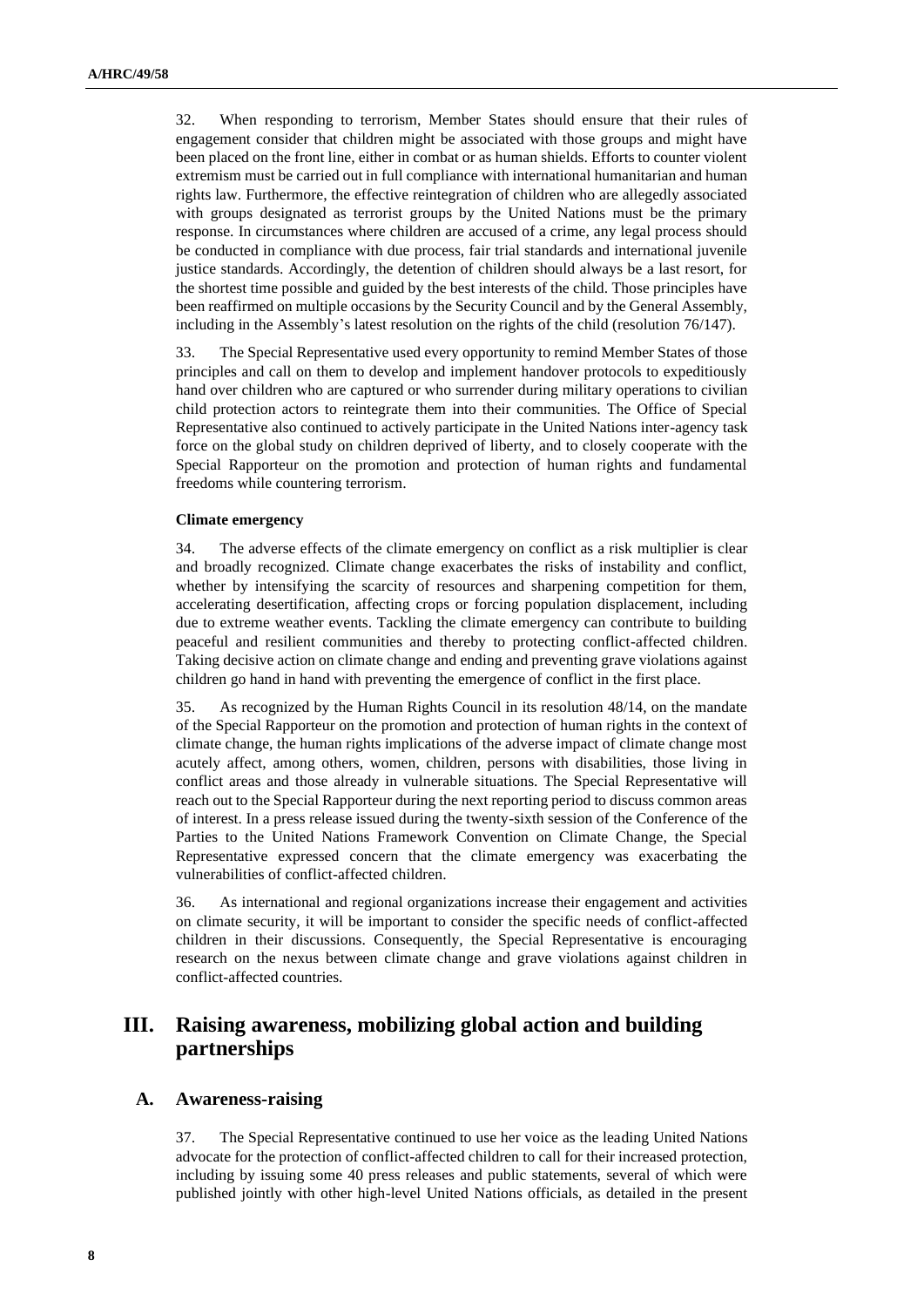32. When responding to terrorism, Member States should ensure that their rules of engagement consider that children might be associated with those groups and might have been placed on the front line, either in combat or as human shields. Efforts to counter violent extremism must be carried out in full compliance with international humanitarian and human rights law. Furthermore, the effective reintegration of children who are allegedly associated with groups designated as terrorist groups by the United Nations must be the primary response. In circumstances where children are accused of a crime, any legal process should be conducted in compliance with due process, fair trial standards and international juvenile justice standards. Accordingly, the detention of children should always be a last resort, for the shortest time possible and guided by the best interests of the child. Those principles have been reaffirmed on multiple occasions by the Security Council and by the General Assembly, including in the Assembly's latest resolution on the rights of the child (resolution 76/147).

33. The Special Representative used every opportunity to remind Member States of those principles and call on them to develop and implement handover protocols to expeditiously hand over children who are captured or who surrender during military operations to civilian child protection actors to reintegrate them into their communities. The Office of Special Representative also continued to actively participate in the United Nations inter-agency task force on the global study on children deprived of liberty, and to closely cooperate with the Special Rapporteur on the promotion and protection of human rights and fundamental freedoms while countering terrorism.

**Climate emergency**

34. The adverse effects of the climate emergency on conflict as a risk multiplier is clear and broadly recognized. Climate change exacerbates the risks of instability and conflict, whether by intensifying the scarcity of resources and sharpening competition for them, accelerating desertification, affecting crops or forcing population displacement, including due to extreme weather events. Tackling the climate emergency can contribute to building peaceful and resilient communities and thereby to protecting conflict-affected children. Taking decisive action on climate change and ending and preventing grave violations against children go hand in hand with preventing the emergence of conflict in the first place.

35. As recognized by the Human Rights Council in its resolution 48/14, on the mandate of the Special Rapporteur on the promotion and protection of human rights in the context of climate change, the human rights implications of the adverse impact of climate change most acutely affect, among others, women, children, persons with disabilities, those living in conflict areas and those already in vulnerable situations. The Special Representative will reach out to the Special Rapporteur during the next reporting period to discuss common areas of interest. In a press release issued during the twenty-sixth session of the Conference of the Parties to the United Nations Framework Convention on Climate Change, the Special Representative expressed concern that the climate emergency was exacerbating the vulnerabilities of conflict-affected children.

36. As international and regional organizations increase their engagement and activities on climate security, it will be important to consider the specific needs of conflict-affected children in their discussions. Consequently, the Special Representative is encouraging research on the nexus between climate change and grave violations against children in conflict-affected countries.

# III. Raising awareness, mobilizing global action and building partnerships

## A. Awareness-raising

37. The Special Representative continued to use her voice as the leading United Nations advocate for the protection of conflict-affected children to call for their increased protection, including by issuing some 40 press releases and public statements, several of which were published jointly with other high-level United Nations officials, as detailed in the present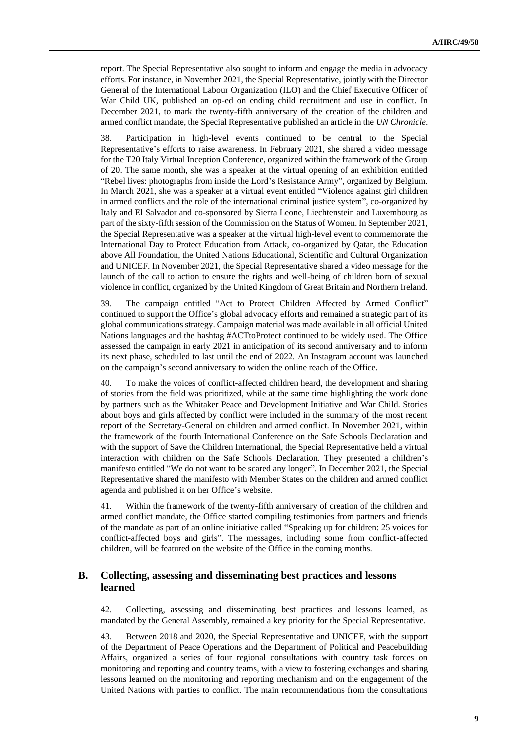report. The Special Representative also sought to inform and engage the media in advocacy efforts. For instance, in November 2021, the Special Representative, jointly with the Director General of the International Labour Organization (ILO) and the Chief Executive Officer of War Child UK, published an op-ed on ending child recruitment and use in conflict. In December 2021, to mark the twenty-fifth anniversary of the creation of the children and armed conflict mandate, the Special Representative published an article in the *UN Chronicle*.

38. Participation in high-level events continued to be central to the Special Representative's efforts to raise awareness. In February 2021, she shared a video message for the T20 Italy Virtual Inception Conference, organized within the framework of the Group of 20. The same month, she was a speaker at the virtual opening of an exhibition entitled "Rebel lives: photographs from inside the Lord's Resistance Army", organized by Belgium. In March 2021, she was a speaker at a virtual event entitled "Violence against girl children in armed conflicts and the role of the international criminal justice system", co-organized by Italy and El Salvador and co-sponsored by Sierra Leone, Liechtenstein and Luxembourg as part of the sixty-fifth session of the Commission on the Status of Women. In September 2021, the Special Representative was a speaker at the virtual high-level event to commemorate the International Day to Protect Education from Attack, co-organized by Qatar, the Education above All Foundation, the United Nations Educational, Scientific and Cultural Organization and UNICEF. In November 2021, the Special Representative shared a video message for the launch of the call to action to ensure the rights and well-being of children born of sexual violence in conflict, organized by the United Kingdom of Great Britain and Northern Ireland.

39. The campaign entitled "Act to Protect Children Affected by Armed Conflict" continued to support the Office's global advocacy efforts and remained a strategic part of its global communications strategy. Campaign material was made available in all official United Nations languages and the hashtag #ACTtoProtect continued to be widely used. The Office assessed the campaign in early 2021 in anticipation of its second anniversary and to inform its next phase, scheduled to last until the end of 2022. An Instagram account was launched on the campaign's second anniversary to widen the online reach of the Office.

40. To make the voices of conflict-affected children heard, the development and sharing of stories from the field was prioritized, while at the same time highlighting the work done by partners such as the Whitaker Peace and Development Initiative and War Child. Stories about boys and girls affected by conflict were included in the summary of the most recent report of the Secretary-General on children and armed conflict. In November 2021, within the framework of the fourth International Conference on the Safe Schools Declaration and with the support of Save the Children International, the Special Representative held a virtual interaction with children on the Safe Schools Declaration. They presented a children's manifesto entitled "We do not want to be scared any longer". In December 2021, the Special Representative shared the manifesto with Member States on the children and armed conflict agenda and published it on her Office's website.

41. Within the framework of the twenty-fifth anniversary of creation of the children and armed conflict mandate, the Office started compiling testimonies from partners and friends of the mandate as part of an online initiative called "Speaking up for children: 25 voices for conflict-affected boys and girls". The messages, including some from conflict-affected children, will be featured on the website of the Office in the coming months.

## B. Collecting, assessing and disseminating best practices and lessons learned

42. Collecting, assessing and disseminating best practices and lessons learned, as mandated by the General Assembly, remained a key priority for the Special Representative.

43. Between 2018 and 2020, the Special Representative and UNICEF, with the support of the Department of Peace Operations and the Department of Political and Peacebuilding Affairs, organized a series of four regional consultations with country task forces on monitoring and reporting and country teams, with a view to fostering exchanges and sharing lessons learned on the monitoring and reporting mechanism and on the engagement of the United Nations with parties to conflict. The main recommendations from the consultations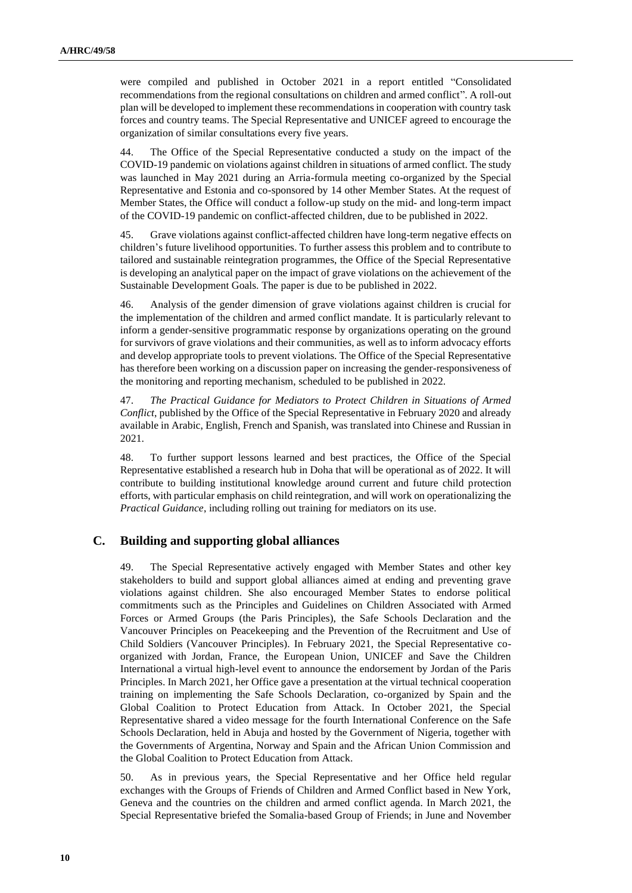were compiled and published in October 2021 in a report entitled "Consolidated recommendations from the regional consultations on children and armed conflict". A roll-out plan will be developed to implement these recommendations in cooperation with country task forces and country teams. The Special Representative and UNICEF agreed to encourage the organization of similar consultations every five years.

44. The Office of the Special Representative conducted a study on the impact of the COVID-19 pandemic on violations against children in situations of armed conflict. The study was launched in May 2021 during an Arria-formula meeting co-organized by the Special Representative and Estonia and co-sponsored by 14 other Member States. At the request of Member States, the Office will conduct a follow-up study on the mid- and long-term impact of the COVID-19 pandemic on conflict-affected children, due to be published in 2022.

45. Grave violations against conflict-affected children have long-term negative effects on children's future livelihood opportunities. To further assess this problem and to contribute to tailored and sustainable reintegration programmes, the Office of the Special Representative is developing an analytical paper on the impact of grave violations on the achievement of the Sustainable Development Goals. The paper is due to be published in 2022.

46. Analysis of the gender dimension of grave violations against children is crucial for the implementation of the children and armed conflict mandate. It is particularly relevant to inform a gender-sensitive programmatic response by organizations operating on the ground for survivors of grave violations and their communities, as well as to inform advocacy efforts and develop appropriate tools to prevent violations. The Office of the Special Representative has therefore been working on a discussion paper on increasing the gender-responsiveness of the monitoring and reporting mechanism, scheduled to be published in 2022.

47. *The Practical Guidance for Mediators to Protect Children in Situations of Armed Conflict*, published by the Office of the Special Representative in February 2020 and already available in Arabic, English, French and Spanish, was translated into Chinese and Russian in 2021.

48. To further support lessons learned and best practices, the Office of the Special Representative established a research hub in Doha that will be operational as of 2022. It will contribute to building institutional knowledge around current and future child protection efforts, with particular emphasis on child reintegration, and will work on operationalizing the *Practical Guidance*, including rolling out training for mediators on its use.

## C. Building and supporting global alliances

49. The Special Representative actively engaged with Member States and other key stakeholders to build and support global alliances aimed at ending and preventing grave violations against children. She also encouraged Member States to endorse political commitments such as the Principles and Guidelines on Children Associated with Armed Forces or Armed Groups (the Paris Principles), the Safe Schools Declaration and the Vancouver Principles on Peacekeeping and the Prevention of the Recruitment and Use of Child Soldiers (Vancouver Principles). In February 2021, the Special Representative co-organized with Jordan, France, the European Union, UNICEF and Save the Children International a virtual high-level event to announce the endorsement by Jordan of the Paris Principles. In March 2021, her Office gave a presentation at the virtual technical cooperation training on implementing the Safe Schools Declaration, co-organized by Spain and the Global Coalition to Protect Education from Attack. In October 2021, the Special Representative shared a video message for the fourth International Conference on the Safe Schools Declaration, held in Abuja and hosted by the Government of Nigeria, together with the Governments of Argentina, Norway and Spain and the African Union Commission and the Global Coalition to Protect Education from Attack.

50. As in previous years, the Special Representative and her Office held regular exchanges with the Groups of Friends of Children and Armed Conflict based in New York, Geneva and the countries on the children and armed conflict agenda. In March 2021, the Special Representative briefed the Somalia-based Group of Friends; in June and November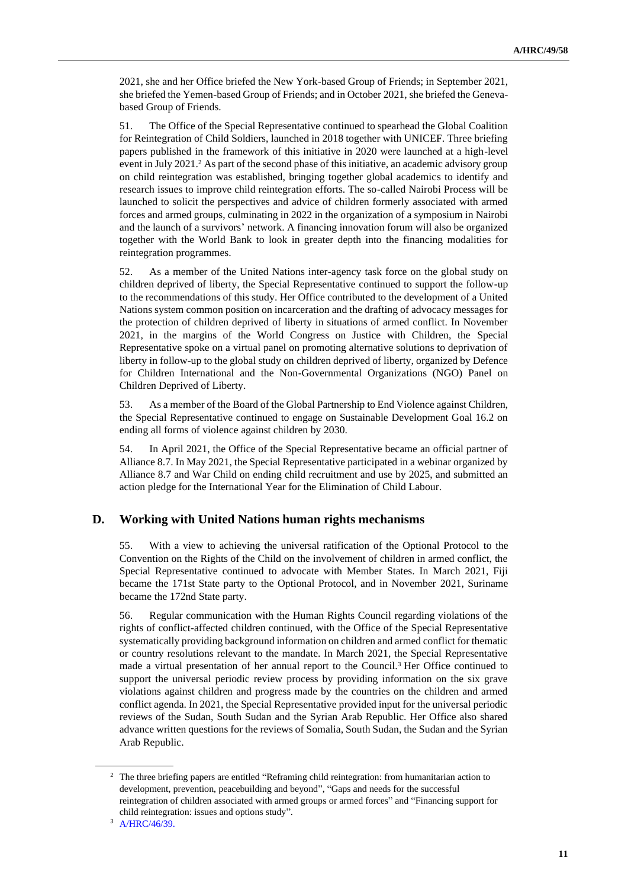2021, she and her Office briefed the New York-based Group of Friends; in September 2021, she briefed the Yemen-based Group of Friends; and in October 2021, she briefed the Geneva-based Group of Friends.

51. The Office of the Special Representative continued to spearhead the Global Coalition for Reintegration of Child Soldiers, launched in 2018 together with UNICEF. Three briefing papers published in the framework of this initiative in 2020 were launched at a high-level event in July 2021.[2] As part of the second phase of this initiative, an academic advisory group on child reintegration was established, bringing together global academics to identify and research issues to improve child reintegration efforts. The so-called Nairobi Process will be launched to solicit the perspectives and advice of children formerly associated with armed forces and armed groups, culminating in 2022 in the organization of a symposium in Nairobi and the launch of a survivors' network. A financing innovation forum will also be organized together with the World Bank to look in greater depth into the financing modalities for reintegration programmes.

52. As a member of the United Nations inter-agency task force on the global study on children deprived of liberty, the Special Representative continued to support the follow-up to the recommendations of this study. Her Office contributed to the development of a United Nations system common position on incarceration and the drafting of advocacy messages for the protection of children deprived of liberty in situations of armed conflict. In November 2021, in the margins of the World Congress on Justice with Children, the Special Representative spoke on a virtual panel on promoting alternative solutions to deprivation of liberty in follow-up to the global study on children deprived of liberty, organized by Defence for Children International and the Non-Governmental Organizations (NGO) Panel on Children Deprived of Liberty.

53. As a member of the Board of the Global Partnership to End Violence against Children, the Special Representative continued to engage on Sustainable Development Goal 16.2 on ending all forms of violence against children by 2030.

54. In April 2021, the Office of the Special Representative became an official partner of Alliance 8.7. In May 2021, the Special Representative participated in a webinar organized by Alliance 8.7 and War Child on ending child recruitment and use by 2025, and submitted an action pledge for the International Year for the Elimination of Child Labour.

## D. Working with United Nations human rights mechanisms

55. With a view to achieving the universal ratification of the Optional Protocol to the Convention on the Rights of the Child on the involvement of children in armed conflict, the Special Representative continued to advocate with Member States. In March 2021, Fiji became the 171st State party to the Optional Protocol, and in November 2021, Suriname became the 172nd State party.

56. Regular communication with the Human Rights Council regarding violations of the rights of conflict-affected children continued, with the Office of the Special Representative systematically providing background information on children and armed conflict for thematic or country resolutions relevant to the mandate. In March 2021, the Special Representative made a virtual presentation of her annual report to the Council.[3] Her Office continued to support the universal periodic review process by providing information on the six grave violations against children and progress made by the countries on the children and armed conflict agenda. In 2021, the Special Representative provided input for the universal periodic reviews of the Sudan, South Sudan and the Syrian Arab Republic. Her Office also shared advance written questions for the reviews of Somalia, South Sudan, the Sudan and the Syrian Arab Republic.

---

[2] The three briefing papers are entitled "Reframing child reintegration: from humanitarian action to development, prevention, peacebuilding and beyond", "Gaps and needs for the successful reintegration of children associated with armed groups or armed forces" and "Financing support for child reintegration: issues and options study".

[3] A/HRC/46/39.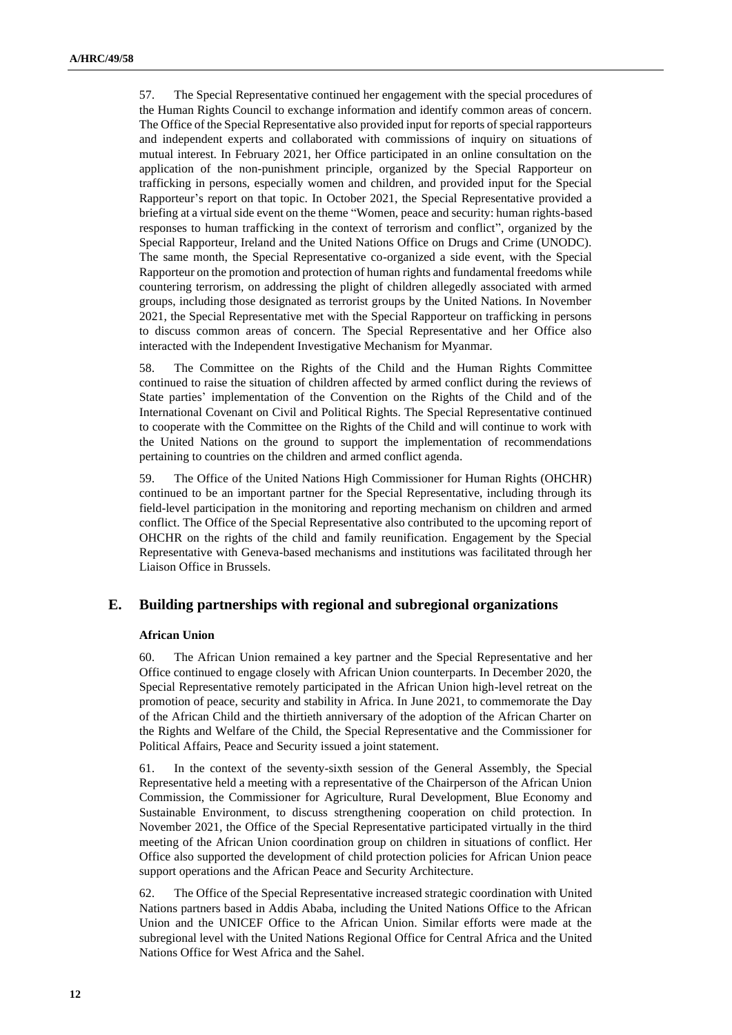57. The Special Representative continued her engagement with the special procedures of the Human Rights Council to exchange information and identify common areas of concern. The Office of the Special Representative also provided input for reports of special rapporteurs and independent experts and collaborated with commissions of inquiry on situations of mutual interest. In February 2021, her Office participated in an online consultation on the application of the non-punishment principle, organized by the Special Rapporteur on trafficking in persons, especially women and children, and provided input for the Special Rapporteur's report on that topic. In October 2021, the Special Representative provided a briefing at a virtual side event on the theme "Women, peace and security: human rights-based responses to human trafficking in the context of terrorism and conflict", organized by the Special Rapporteur, Ireland and the United Nations Office on Drugs and Crime (UNODC). The same month, the Special Representative co-organized a side event, with the Special Rapporteur on the promotion and protection of human rights and fundamental freedoms while countering terrorism, on addressing the plight of children allegedly associated with armed groups, including those designated as terrorist groups by the United Nations. In November 2021, the Special Representative met with the Special Rapporteur on trafficking in persons to discuss common areas of concern. The Special Representative and her Office also interacted with the Independent Investigative Mechanism for Myanmar.

58. The Committee on the Rights of the Child and the Human Rights Committee continued to raise the situation of children affected by armed conflict during the reviews of State parties' implementation of the Convention on the Rights of the Child and of the International Covenant on Civil and Political Rights. The Special Representative continued to cooperate with the Committee on the Rights of the Child and will continue to work with the United Nations on the ground to support the implementation of recommendations pertaining to countries on the children and armed conflict agenda.

59. The Office of the United Nations High Commissioner for Human Rights (OHCHR) continued to be an important partner for the Special Representative, including through its field-level participation in the monitoring and reporting mechanism on children and armed conflict. The Office of the Special Representative also contributed to the upcoming report of OHCHR on the rights of the child and family reunification. Engagement by the Special Representative with Geneva-based mechanisms and institutions was facilitated through her Liaison Office in Brussels.

## E. Building partnerships with regional and subregional organizations

### African Union

60. The African Union remained a key partner and the Special Representative and her Office continued to engage closely with African Union counterparts. In December 2020, the Special Representative remotely participated in the African Union high-level retreat on the promotion of peace, security and stability in Africa. In June 2021, to commemorate the Day of the African Child and the thirtieth anniversary of the adoption of the African Charter on the Rights and Welfare of the Child, the Special Representative and the Commissioner for Political Affairs, Peace and Security issued a joint statement.

61. In the context of the seventy-sixth session of the General Assembly, the Special Representative held a meeting with a representative of the Chairperson of the African Union Commission, the Commissioner for Agriculture, Rural Development, Blue Economy and Sustainable Environment, to discuss strengthening cooperation on child protection. In November 2021, the Office of the Special Representative participated virtually in the third meeting of the African Union coordination group on children in situations of conflict. Her Office also supported the development of child protection policies for African Union peace support operations and the African Peace and Security Architecture.

62. The Office of the Special Representative increased strategic coordination with United Nations partners based in Addis Ababa, including the United Nations Office to the African Union and the UNICEF Office to the African Union. Similar efforts were made at the subregional level with the United Nations Regional Office for Central Africa and the United Nations Office for West Africa and the Sahel.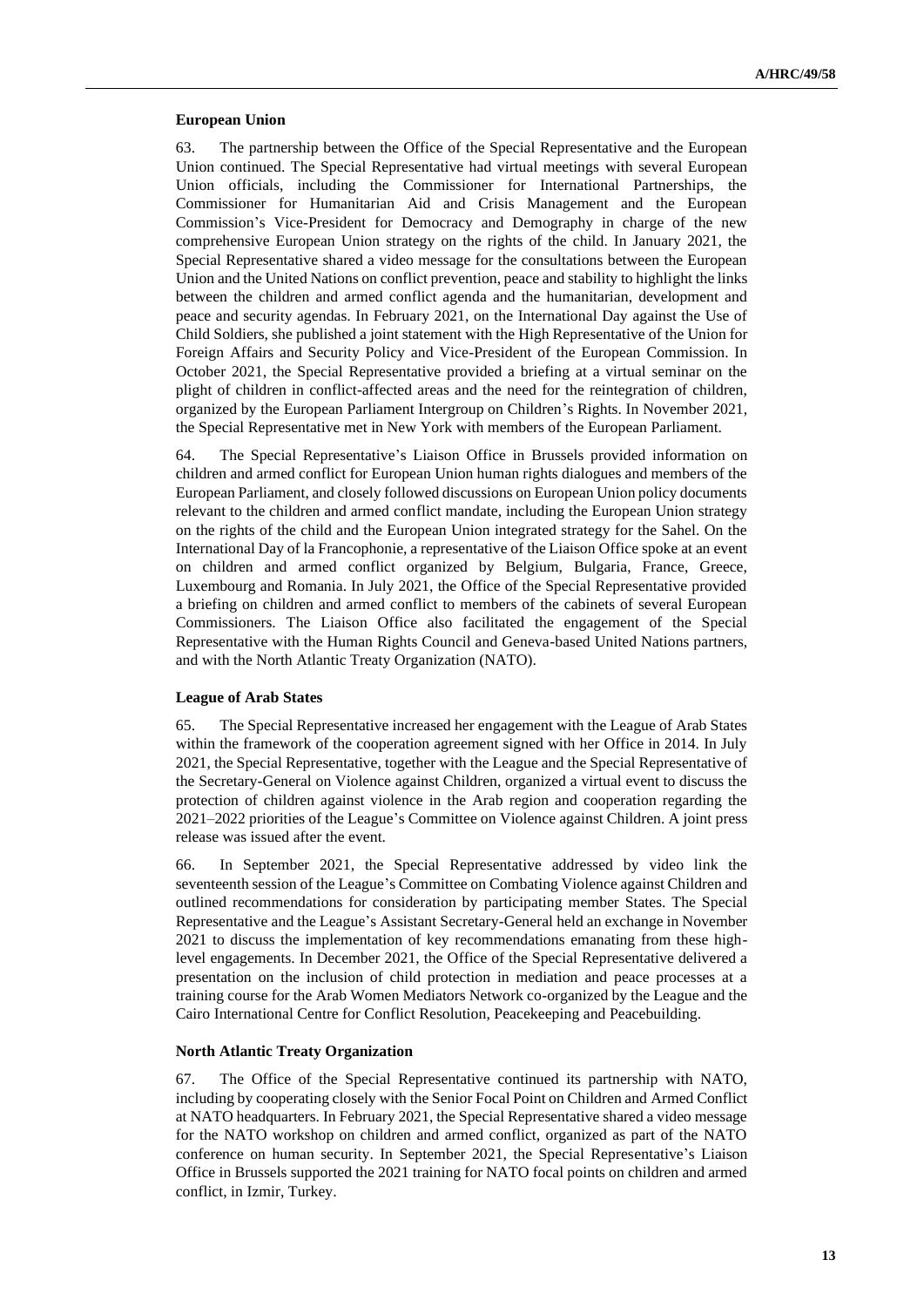### European Union

63. The partnership between the Office of the Special Representative and the European Union continued. The Special Representative had virtual meetings with several European Union officials, including the Commissioner for International Partnerships, the Commissioner for Humanitarian Aid and Crisis Management and the European Commission's Vice-President for Democracy and Demography in charge of the new comprehensive European Union strategy on the rights of the child. In January 2021, the Special Representative shared a video message for the consultations between the European Union and the United Nations on conflict prevention, peace and stability to highlight the links between the children and armed conflict agenda and the humanitarian, development and peace and security agendas. In February 2021, on the International Day against the Use of Child Soldiers, she published a joint statement with the High Representative of the Union for Foreign Affairs and Security Policy and Vice-President of the European Commission. In October 2021, the Special Representative provided a briefing at a virtual seminar on the plight of children in conflict-affected areas and the need for the reintegration of children, organized by the European Parliament Intergroup on Children's Rights. In November 2021, the Special Representative met in New York with members of the European Parliament.

64. The Special Representative's Liaison Office in Brussels provided information on children and armed conflict for European Union human rights dialogues and members of the European Parliament, and closely followed discussions on European Union policy documents relevant to the children and armed conflict mandate, including the European Union strategy on the rights of the child and the European Union integrated strategy for the Sahel. On the International Day of la Francophonie, a representative of the Liaison Office spoke at an event on children and armed conflict organized by Belgium, Bulgaria, France, Greece, Luxembourg and Romania. In July 2021, the Office of the Special Representative provided a briefing on children and armed conflict to members of the cabinets of several European Commissioners. The Liaison Office also facilitated the engagement of the Special Representative with the Human Rights Council and Geneva-based United Nations partners, and with the North Atlantic Treaty Organization (NATO).

### League of Arab States

65. The Special Representative increased her engagement with the League of Arab States within the framework of the cooperation agreement signed with her Office in 2014. In July 2021, the Special Representative, together with the League and the Special Representative of the Secretary-General on Violence against Children, organized a virtual event to discuss the protection of children against violence in the Arab region and cooperation regarding the 2021–2022 priorities of the League's Committee on Violence against Children. A joint press release was issued after the event.

66. In September 2021, the Special Representative addressed by video link the seventeenth session of the League's Committee on Combating Violence against Children and outlined recommendations for consideration by participating member States. The Special Representative and the League's Assistant Secretary-General held an exchange in November 2021 to discuss the implementation of key recommendations emanating from these high-level engagements. In December 2021, the Office of the Special Representative delivered a presentation on the inclusion of child protection in mediation and peace processes at a training course for the Arab Women Mediators Network co-organized by the League and the Cairo International Centre for Conflict Resolution, Peacekeeping and Peacebuilding.

### North Atlantic Treaty Organization

67. The Office of the Special Representative continued its partnership with NATO, including by cooperating closely with the Senior Focal Point on Children and Armed Conflict at NATO headquarters. In February 2021, the Special Representative shared a video message for the NATO workshop on children and armed conflict, organized as part of the NATO conference on human security. In September 2021, the Special Representative's Liaison Office in Brussels supported the 2021 training for NATO focal points on children and armed conflict, in Izmir, Turkey.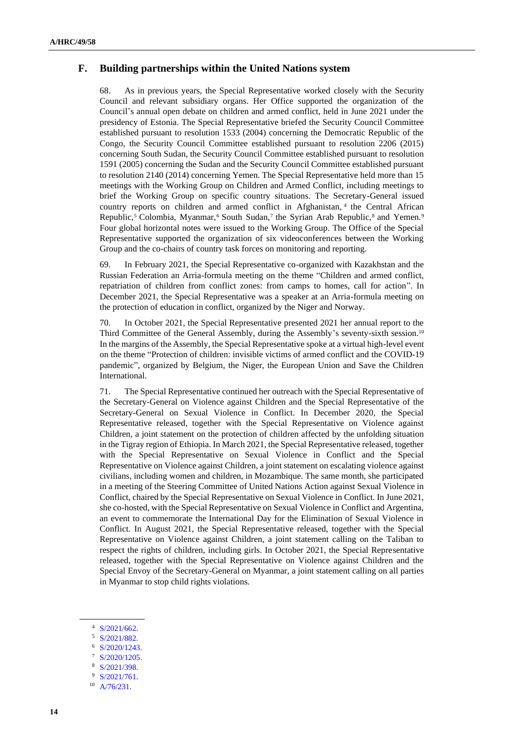## F. Building partnerships within the United Nations system

68. As in previous years, the Special Representative worked closely with the Security Council and relevant subsidiary organs. Her Office supported the organization of the Council's annual open debate on children and armed conflict, held in June 2021 under the presidency of Estonia. The Special Representative briefed the Security Council Committee established pursuant to resolution 1533 (2004) concerning the Democratic Republic of the Congo, the Security Council Committee established pursuant to resolution 2206 (2015) concerning South Sudan, the Security Council Committee established pursuant to resolution 1591 (2005) concerning the Sudan and the Security Council Committee established pursuant to resolution 2140 (2014) concerning Yemen. The Special Representative held more than 15 meetings with the Working Group on Children and Armed Conflict, including meetings to brief the Working Group on specific country situations. The Secretary-General issued country reports on children and armed conflict in Afghanistan,[4] the Central African Republic,[5] Colombia, Myanmar,[6] South Sudan,[7] the Syrian Arab Republic,[8] and Yemen.[9] Four global horizontal notes were issued to the Working Group. The Office of the Special Representative supported the organization of six videoconferences between the Working Group and the co-chairs of country task forces on monitoring and reporting.

69. In February 2021, the Special Representative co-organized with Kazakhstan and the Russian Federation an Arria-formula meeting on the theme "Children and armed conflict, repatriation of children from conflict zones: from camps to homes, call for action". In December 2021, the Special Representative was a speaker at an Arria-formula meeting on the protection of education in conflict, organized by the Niger and Norway.

70. In October 2021, the Special Representative presented 2021 her annual report to the Third Committee of the General Assembly, during the Assembly's seventy-sixth session.[10] In the margins of the Assembly, the Special Representative spoke at a virtual high-level event on the theme "Protection of children: invisible victims of armed conflict and the COVID-19 pandemic", organized by Belgium, the Niger, the European Union and Save the Children International.

71. The Special Representative continued her outreach with the Special Representative of the Secretary-General on Violence against Children and the Special Representative of the Secretary-General on Sexual Violence in Conflict. In December 2020, the Special Representative released, together with the Special Representative on Violence against Children, a joint statement on the protection of children affected by the unfolding situation in the Tigray region of Ethiopia. In March 2021, the Special Representative released, together with the Special Representative on Sexual Violence in Conflict and the Special Representative on Violence against Children, a joint statement on escalating violence against civilians, including women and children, in Mozambique. The same month, she participated in a meeting of the Steering Committee of United Nations Action against Sexual Violence in Conflict, chaired by the Special Representative on Sexual Violence in Conflict. In June 2021, she co-hosted, with the Special Representative on Sexual Violence in Conflict and Argentina, an event to commemorate the International Day for the Elimination of Sexual Violence in Conflict. In August 2021, the Special Representative released, together with the Special Representative on Violence against Children, a joint statement calling on the Taliban to respect the rights of children, including girls. In October 2021, the Special Representative released, together with the Special Representative on Violence against Children and the Special Envoy of the Secretary-General on Myanmar, a joint statement calling on all parties in Myanmar to stop child rights violations.

---

[4] S/2021/662.

[5] S/2021/882.

[6] S/2020/1243.

[7] S/2020/1205.

[8] S/2021/398.

[9] S/2021/761.

[10] A/76/231.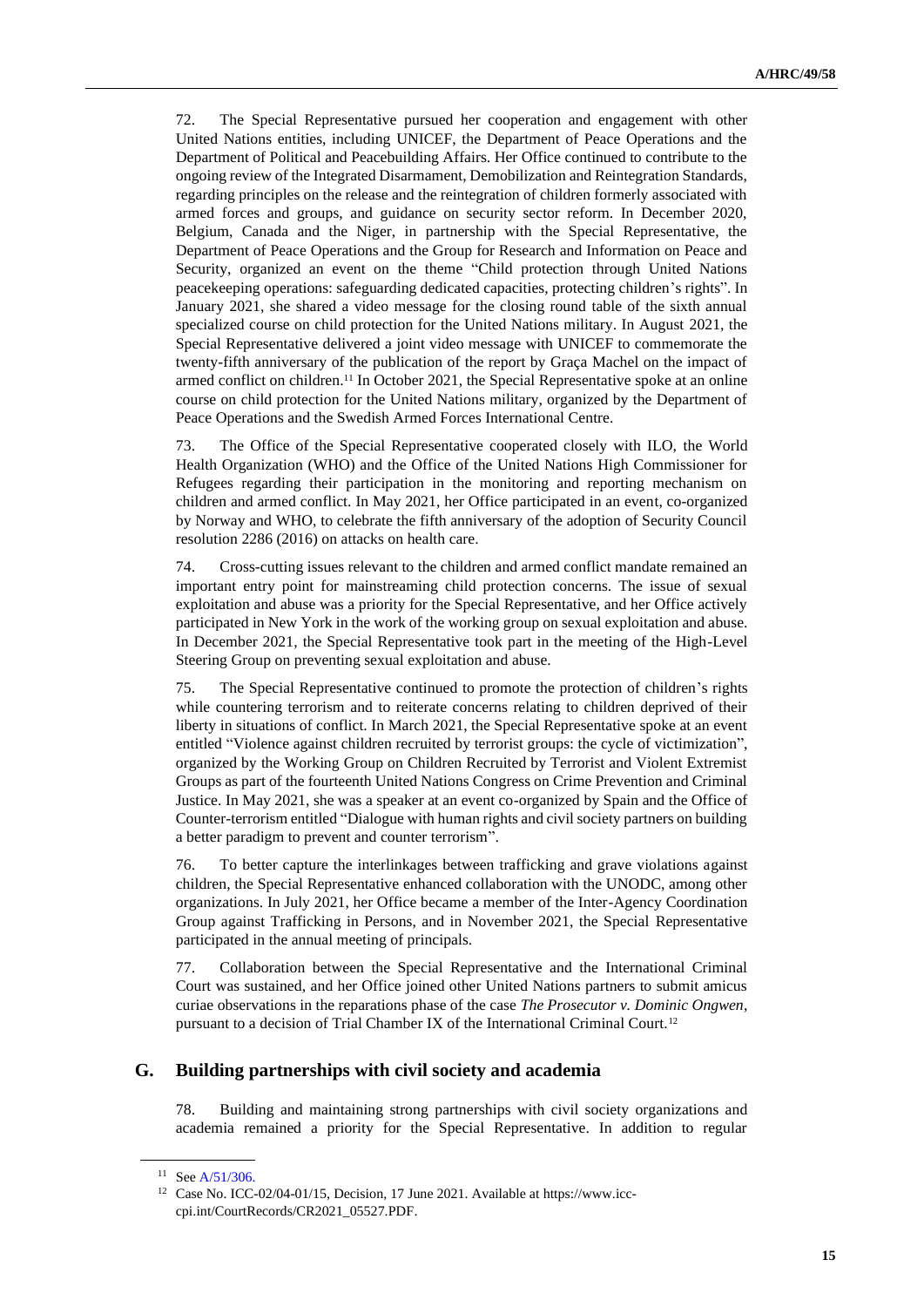72. The Special Representative pursued her cooperation and engagement with other United Nations entities, including UNICEF, the Department of Peace Operations and the Department of Political and Peacebuilding Affairs. Her Office continued to contribute to the ongoing review of the Integrated Disarmament, Demobilization and Reintegration Standards, regarding principles on the release and the reintegration of children formerly associated with armed forces and groups, and guidance on security sector reform. In December 2020, Belgium, Canada and the Niger, in partnership with the Special Representative, the Department of Peace Operations and the Group for Research and Information on Peace and Security, organized an event on the theme "Child protection through United Nations peacekeeping operations: safeguarding dedicated capacities, protecting children's rights". In January 2021, she shared a video message for the closing round table of the sixth annual specialized course on child protection for the United Nations military. In August 2021, the Special Representative delivered a joint video message with UNICEF to commemorate the twenty-fifth anniversary of the publication of the report by Graça Machel on the impact of armed conflict on children.[11] In October 2021, the Special Representative spoke at an online course on child protection for the United Nations military, organized by the Department of Peace Operations and the Swedish Armed Forces International Centre.

73. The Office of the Special Representative cooperated closely with ILO, the World Health Organization (WHO) and the Office of the United Nations High Commissioner for Refugees regarding their participation in the monitoring and reporting mechanism on children and armed conflict. In May 2021, her Office participated in an event, co-organized by Norway and WHO, to celebrate the fifth anniversary of the adoption of Security Council resolution 2286 (2016) on attacks on health care.

74. Cross-cutting issues relevant to the children and armed conflict mandate remained an important entry point for mainstreaming child protection concerns. The issue of sexual exploitation and abuse was a priority for the Special Representative, and her Office actively participated in New York in the work of the working group on sexual exploitation and abuse. In December 2021, the Special Representative took part in the meeting of the High-Level Steering Group on preventing sexual exploitation and abuse.

75. The Special Representative continued to promote the protection of children's rights while countering terrorism and to reiterate concerns relating to children deprived of their liberty in situations of conflict. In March 2021, the Special Representative spoke at an event entitled "Violence against children recruited by terrorist groups: the cycle of victimization", organized by the Working Group on Children Recruited by Terrorist and Violent Extremist Groups as part of the fourteenth United Nations Congress on Crime Prevention and Criminal Justice. In May 2021, she was a speaker at an event co-organized by Spain and the Office of Counter-terrorism entitled "Dialogue with human rights and civil society partners on building a better paradigm to prevent and counter terrorism".

76. To better capture the interlinkages between trafficking and grave violations against children, the Special Representative enhanced collaboration with the UNODC, among other organizations. In July 2021, her Office became a member of the Inter-Agency Coordination Group against Trafficking in Persons, and in November 2021, the Special Representative participated in the annual meeting of principals.

77. Collaboration between the Special Representative and the International Criminal Court was sustained, and her Office joined other United Nations partners to submit amicus curiae observations in the reparations phase of the case *The Prosecutor v. Dominic Ongwen*, pursuant to a decision of Trial Chamber IX of the International Criminal Court.[12]

## G. Building partnerships with civil society and academia

78. Building and maintaining strong partnerships with civil society organizations and academia remained a priority for the Special Representative. In addition to regular

---

[11] See A/51/306.

[12] Case No. ICC-02/04-01/15, Decision, 17 June 2021. Available at https://www.icc-cpi.int/CourtRecords/CR2021_05527.PDF.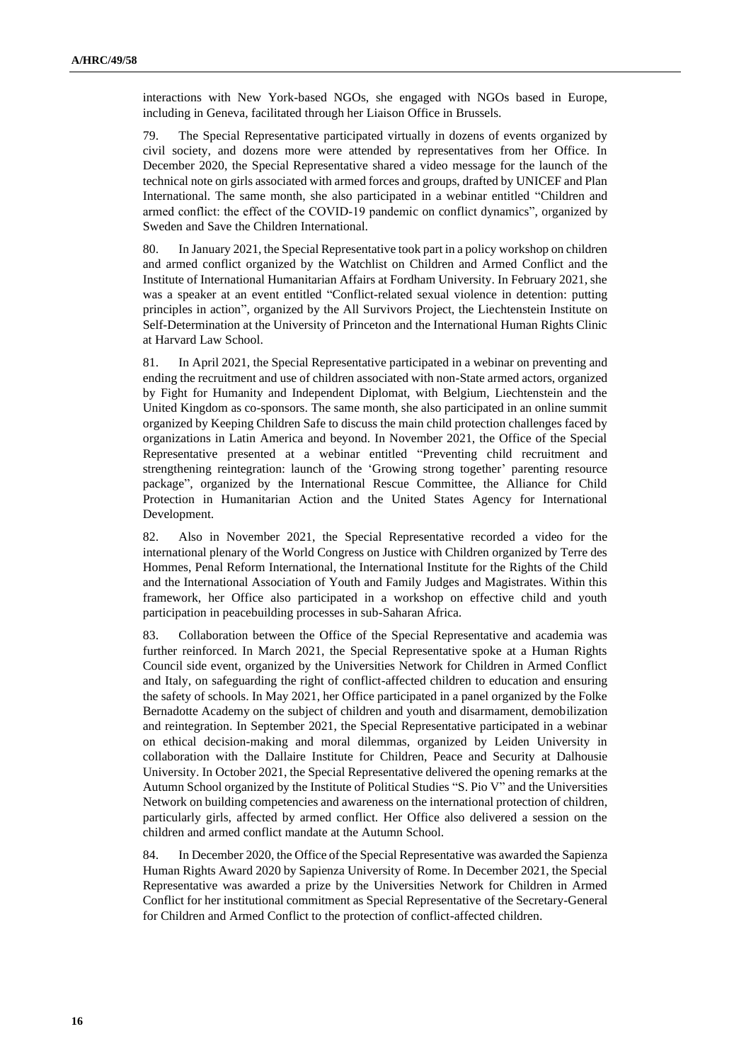interactions with New York-based NGOs, she engaged with NGOs based in Europe, including in Geneva, facilitated through her Liaison Office in Brussels.

79. The Special Representative participated virtually in dozens of events organized by civil society, and dozens more were attended by representatives from her Office. In December 2020, the Special Representative shared a video message for the launch of the technical note on girls associated with armed forces and groups, drafted by UNICEF and Plan International. The same month, she also participated in a webinar entitled "Children and armed conflict: the effect of the COVID-19 pandemic on conflict dynamics", organized by Sweden and Save the Children International.

80. In January 2021, the Special Representative took part in a policy workshop on children and armed conflict organized by the Watchlist on Children and Armed Conflict and the Institute of International Humanitarian Affairs at Fordham University. In February 2021, she was a speaker at an event entitled "Conflict-related sexual violence in detention: putting principles in action", organized by the All Survivors Project, the Liechtenstein Institute on Self-Determination at the University of Princeton and the International Human Rights Clinic at Harvard Law School.

81. In April 2021, the Special Representative participated in a webinar on preventing and ending the recruitment and use of children associated with non-State armed actors, organized by Fight for Humanity and Independent Diplomat, with Belgium, Liechtenstein and the United Kingdom as co-sponsors. The same month, she also participated in an online summit organized by Keeping Children Safe to discuss the main child protection challenges faced by organizations in Latin America and beyond. In November 2021, the Office of the Special Representative presented at a webinar entitled "Preventing child recruitment and strengthening reintegration: launch of the 'Growing strong together' parenting resource package", organized by the International Rescue Committee, the Alliance for Child Protection in Humanitarian Action and the United States Agency for International Development.

82. Also in November 2021, the Special Representative recorded a video for the international plenary of the World Congress on Justice with Children organized by Terre des Hommes, Penal Reform International, the International Institute for the Rights of the Child and the International Association of Youth and Family Judges and Magistrates. Within this framework, her Office also participated in a workshop on effective child and youth participation in peacebuilding processes in sub-Saharan Africa.

83. Collaboration between the Office of the Special Representative and academia was further reinforced. In March 2021, the Special Representative spoke at a Human Rights Council side event, organized by the Universities Network for Children in Armed Conflict and Italy, on safeguarding the right of conflict-affected children to education and ensuring the safety of schools. In May 2021, her Office participated in a panel organized by the Folke Bernadotte Academy on the subject of children and youth and disarmament, demobilization and reintegration. In September 2021, the Special Representative participated in a webinar on ethical decision-making and moral dilemmas, organized by Leiden University in collaboration with the Dallaire Institute for Children, Peace and Security at Dalhousie University. In October 2021, the Special Representative delivered the opening remarks at the Autumn School organized by the Institute of Political Studies "S. Pio V" and the Universities Network on building competencies and awareness on the international protection of children, particularly girls, affected by armed conflict. Her Office also delivered a session on the children and armed conflict mandate at the Autumn School.

84. In December 2020, the Office of the Special Representative was awarded the Sapienza Human Rights Award 2020 by Sapienza University of Rome. In December 2021, the Special Representative was awarded a prize by the Universities Network for Children in Armed Conflict for her institutional commitment as Special Representative of the Secretary-General for Children and Armed Conflict to the protection of conflict-affected children.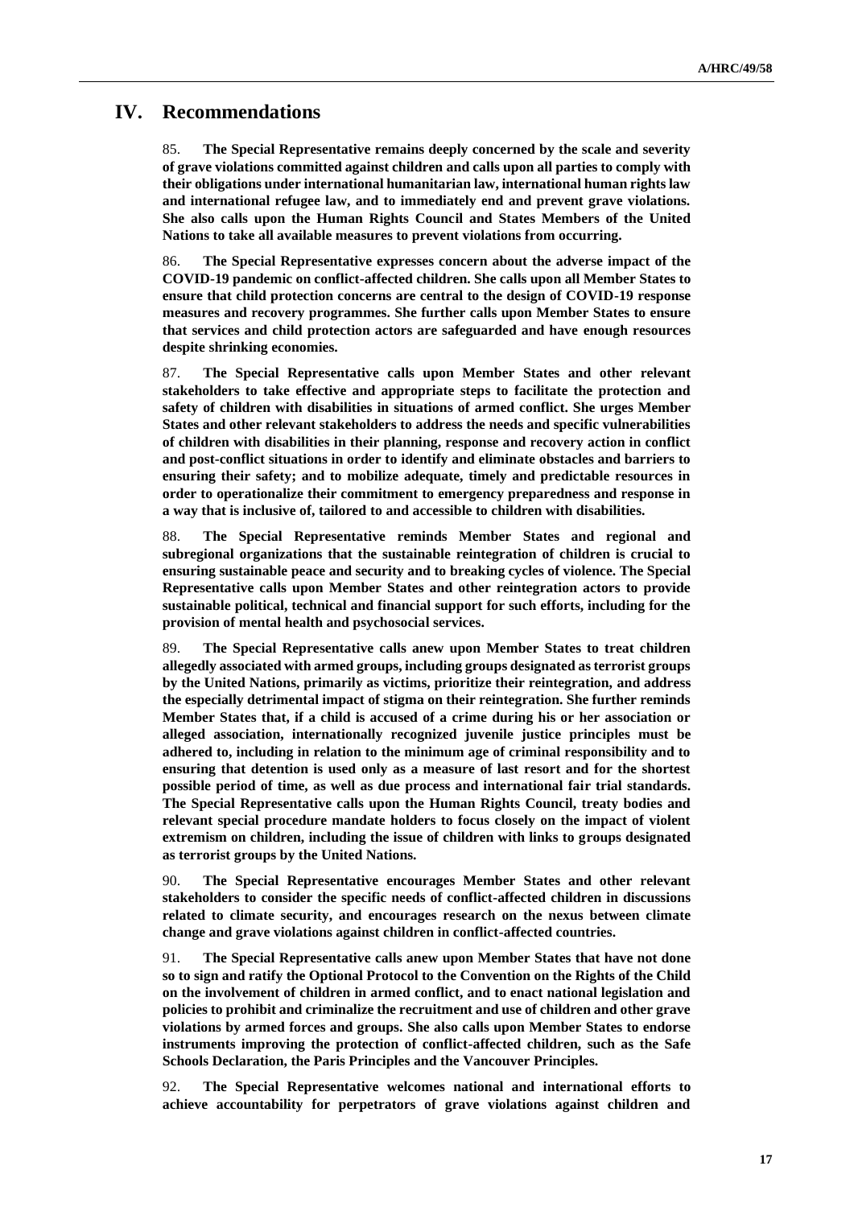# IV. Recommendations

85. **The Special Representative remains deeply concerned by the scale and severity of grave violations committed against children and calls upon all parties to comply with their obligations under international humanitarian law, international human rights law and international refugee law, and to immediately end and prevent grave violations. She also calls upon the Human Rights Council and States Members of the United Nations to take all available measures to prevent violations from occurring.**

86. **The Special Representative expresses concern about the adverse impact of the COVID-19 pandemic on conflict-affected children. She calls upon all Member States to ensure that child protection concerns are central to the design of COVID-19 response measures and recovery programmes. She further calls upon Member States to ensure that services and child protection actors are safeguarded and have enough resources despite shrinking economies.**

87. **The Special Representative calls upon Member States and other relevant stakeholders to take effective and appropriate steps to facilitate the protection and safety of children with disabilities in situations of armed conflict. She urges Member States and other relevant stakeholders to address the needs and specific vulnerabilities of children with disabilities in their planning, response and recovery action in conflict and post-conflict situations in order to identify and eliminate obstacles and barriers to ensuring their safety; and to mobilize adequate, timely and predictable resources in order to operationalize their commitment to emergency preparedness and response in a way that is inclusive of, tailored to and accessible to children with disabilities.**

88. **The Special Representative reminds Member States and regional and subregional organizations that the sustainable reintegration of children is crucial to ensuring sustainable peace and security and to breaking cycles of violence. The Special Representative calls upon Member States and other reintegration actors to provide sustainable political, technical and financial support for such efforts, including for the provision of mental health and psychosocial services.**

89. **The Special Representative calls anew upon Member States to treat children allegedly associated with armed groups, including groups designated as terrorist groups by the United Nations, primarily as victims, prioritize their reintegration, and address the especially detrimental impact of stigma on their reintegration. She further reminds Member States that, if a child is accused of a crime during his or her association or alleged association, internationally recognized juvenile justice principles must be adhered to, including in relation to the minimum age of criminal responsibility and to ensuring that detention is used only as a measure of last resort and for the shortest possible period of time, as well as due process and international fair trial standards. The Special Representative calls upon the Human Rights Council, treaty bodies and relevant special procedure mandate holders to focus closely on the impact of violent extremism on children, including the issue of children with links to groups designated as terrorist groups by the United Nations.**

90. **The Special Representative encourages Member States and other relevant stakeholders to consider the specific needs of conflict-affected children in discussions related to climate security, and encourages research on the nexus between climate change and grave violations against children in conflict-affected countries.**

91. **The Special Representative calls anew upon Member States that have not done so to sign and ratify the Optional Protocol to the Convention on the Rights of the Child on the involvement of children in armed conflict, and to enact national legislation and policies to prohibit and criminalize the recruitment and use of children and other grave violations by armed forces and groups. She also calls upon Member States to endorse instruments improving the protection of conflict-affected children, such as the Safe Schools Declaration, the Paris Principles and the Vancouver Principles.**

92. **The Special Representative welcomes national and international efforts to achieve accountability for perpetrators of grave violations against children and**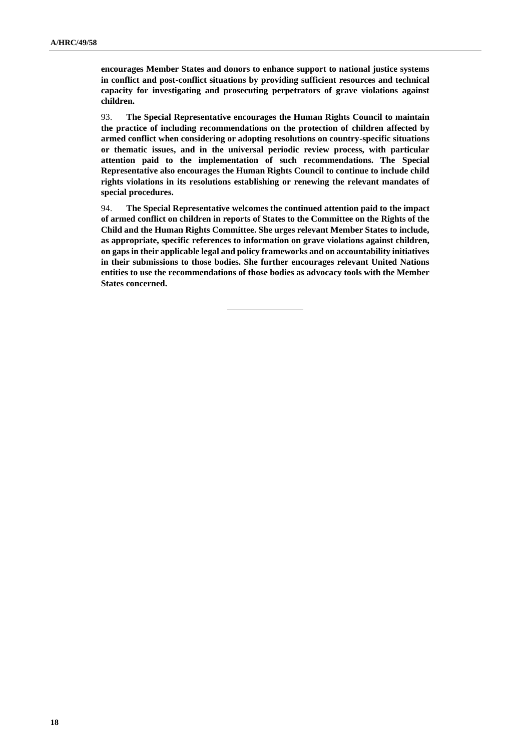**encourages Member States and donors to enhance support to national justice systems in conflict and post-conflict situations by providing sufficient resources and technical capacity for investigating and prosecuting perpetrators of grave violations against children.**

93. **The Special Representative encourages the Human Rights Council to maintain the practice of including recommendations on the protection of children affected by armed conflict when considering or adopting resolutions on country-specific situations or thematic issues, and in the universal periodic review process, with particular attention paid to the implementation of such recommendations. The Special Representative also encourages the Human Rights Council to continue to include child rights violations in its resolutions establishing or renewing the relevant mandates of special procedures.**

94. **The Special Representative welcomes the continued attention paid to the impact of armed conflict on children in reports of States to the Committee on the Rights of the Child and the Human Rights Committee. She urges relevant Member States to include, as appropriate, specific references to information on grave violations against children, on gaps in their applicable legal and policy frameworks and on accountability initiatives in their submissions to those bodies. She further encourages relevant United Nations entities to use the recommendations of those bodies as advocacy tools with the Member States concerned.**